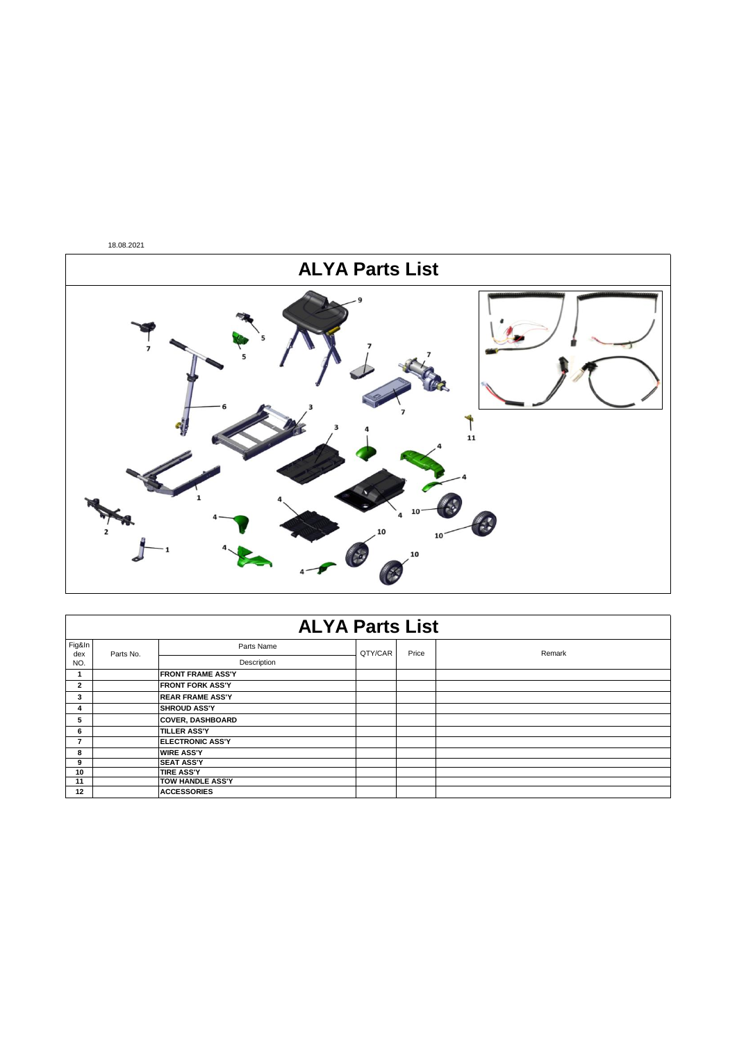18.08.2021

# ALYA Parts List

# ALYA Parts List

| Fig&Index NO. | Parts No. | Parts Name / Description | QTY/CAR | Price | Remark |
|---|---|---|---|---|---|
| 1 | | **FRONT FRAME ASS'Y** | | | |
| 2 | | **FRONT FORK ASS'Y** | | | |
| 3 | | **REAR FRAME ASS'Y** | | | |
| 4 | | **SHROUD ASS'Y** | | | |
| 5 | | **COVER, DASHBOARD** | | | |
| 6 | | **TILLER ASS'Y** | | | |
| 7 | | **ELECTRONIC ASS'Y** | | | |
| 8 | | **WIRE ASS'Y** | | | |
| 9 | | **SEAT ASS'Y** | | | |
| 10 | | **TIRE ASS'Y** | | | |
| 11 | | **TOW HANDLE ASS'Y** | | | |
| 12 | | **ACCESSORIES** | | | |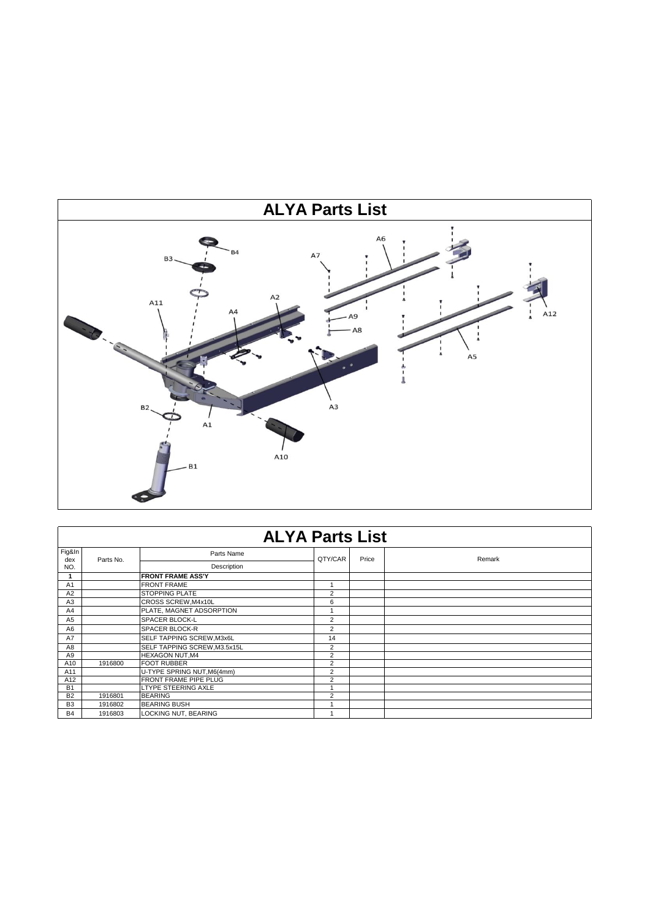# ALYA Parts List

B4
B3
A11
A4
A2
A7
A6
A9
A8
A12
A5
A3
B2
A1
A10
B1

# ALYA Parts List

| Fig&Index NO. | Parts No. | Parts Name / Description | QTY/CAR | Price | Remark |
|---|---|---|---|---|---|
| **1** | | **FRONT FRAME ASS'Y** | | | |
| A1 | | FRONT FRAME | 1 | | |
| A2 | | STOPPING PLATE | 2 | | |
| A3 | | CROSS SCREW,M4x10L | 6 | | |
| A4 | | PLATE, MAGNET ADSORPTION | 1 | | |
| A5 | | SPACER BLOCK-L | 2 | | |
| A6 | | SPACER BLOCK-R | 2 | | |
| A7 | | SELF TAPPING SCREW,M3x6L | 14 | | |
| A8 | | SELF TAPPING SCREW,M3.5x15L | 2 | | |
| A9 | | HEXAGON NUT,M4 | 2 | | |
| A10 | 1916800 | FOOT RUBBER | 2 | | |
| A11 | | U-TYPE SPRING NUT,M6(4mm) | 2 | | |
| A12 | | FRONT FRAME PIPE PLUG | 2 | | |
| B1 | | LTYPE STEERING AXLE | 1 | | |
| B2 | 1916801 | BEARING | 2 | | |
| B3 | 1916802 | BEARING BUSH | 1 | | |
| B4 | 1916803 | LOCKING NUT, BEARING | 1 | | |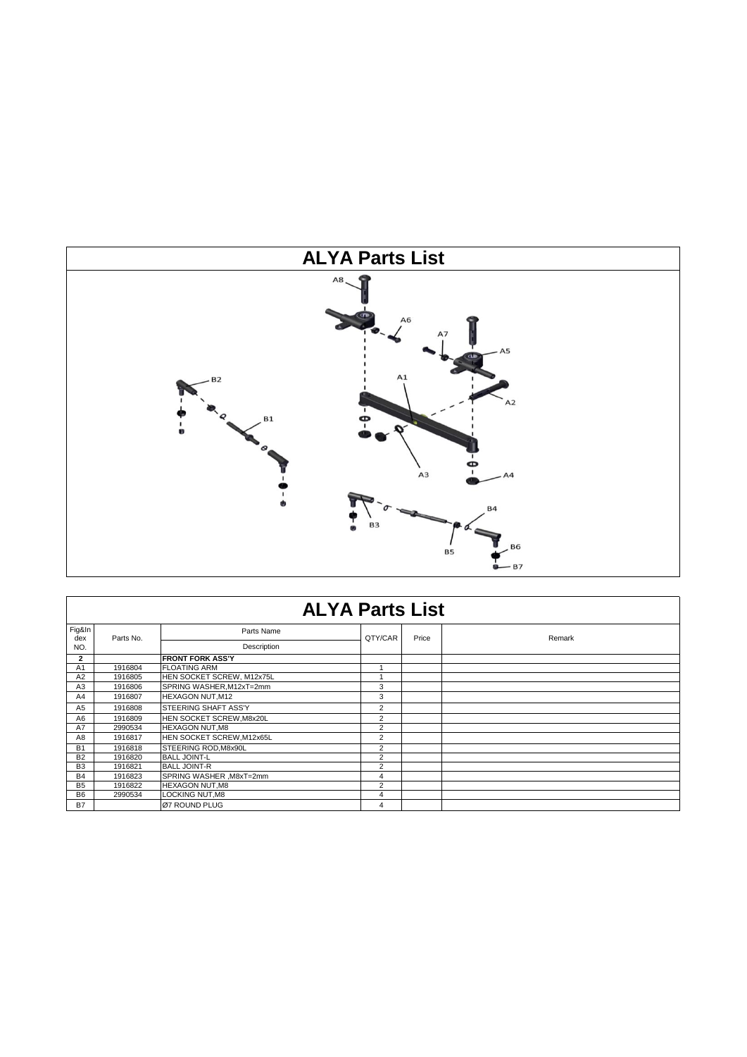# ALYA Parts List

A8, A6, A7, A5, A1, A2, B2, B1, A3, A4, B4, B3, B5, B6, B7

# ALYA Parts List

| Fig&Index NO. | Parts No. | Parts Name / Description | QTY/CAR | Price | Remark |
|---|---|---|---|---|---|
| **2** | | **FRONT FORK ASS'Y** | | | |
| A1 | 1916804 | FLOATING ARM | 1 | | |
| A2 | 1916805 | HEN SOCKET SCREW, M12x75L | 1 | | |
| A3 | 1916806 | SPRING WASHER,M12xT=2mm | 3 | | |
| A4 | 1916807 | HEXAGON NUT,M12 | 3 | | |
| A5 | 1916808 | STEERING SHAFT ASS'Y | 2 | | |
| A6 | 1916809 | HEN SOCKET SCREW,M8x20L | 2 | | |
| A7 | 2990534 | HEXAGON NUT,M8 | 2 | | |
| A8 | 1916817 | HEN SOCKET SCREW,M12x65L | 2 | | |
| B1 | 1916818 | STEERING ROD,M8x90L | 2 | | |
| B2 | 1916820 | BALL JOINT-L | 2 | | |
| B3 | 1916821 | BALL JOINT-R | 2 | | |
| B4 | 1916823 | SPRING WASHER ,M8xT=2mm | 4 | | |
| B5 | 1916822 | HEXAGON NUT,M8 | 2 | | |
| B6 | 2990534 | LOCKING NUT,M8 | 4 | | |
| B7 | | Ø7 ROUND PLUG | 4 | | |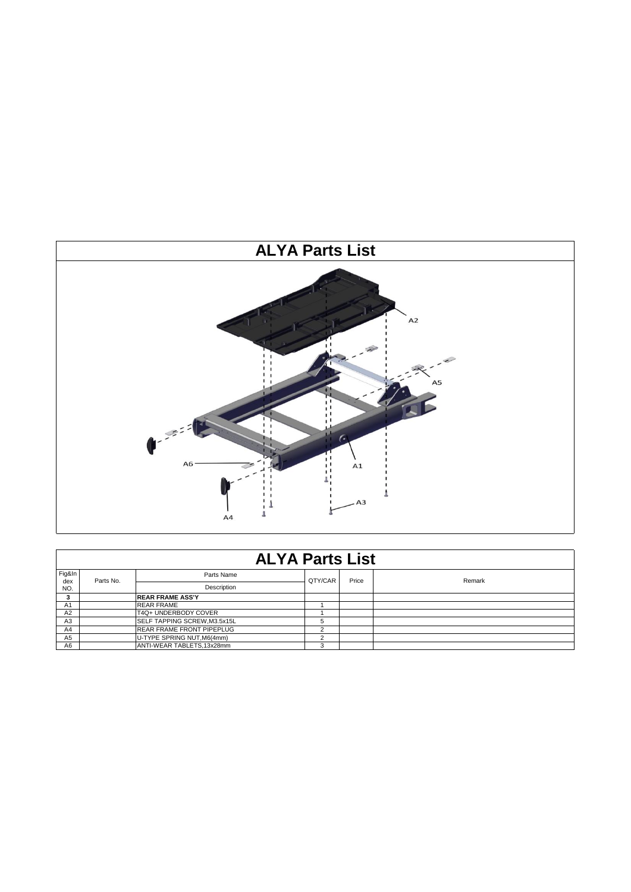# ALYA Parts List

A2

A5

A6

A1

A3

A4

# ALYA Parts List

| Fig&Index NO. | Parts No. | Parts Name / Description | QTY/CAR | Price | Remark |
|---|---|---|---|---|---|
| **3** | | **REAR FRAME ASS'Y** | | | |
| A1 | | REAR FRAME | 1 | | |
| A2 | | T4Q+ UNDERBODY COVER | 1 | | |
| A3 | | SELF TAPPING SCREW,M3.5x15L | 5 | | |
| A4 | | REAR FRAME FRONT PIPEPLUG | 2 | | |
| A5 | | U-TYPE SPRING NUT,M6(4mm) | 2 | | |
| A6 | | ANTI-WEAR TABLETS,13x28mm | 3 | | |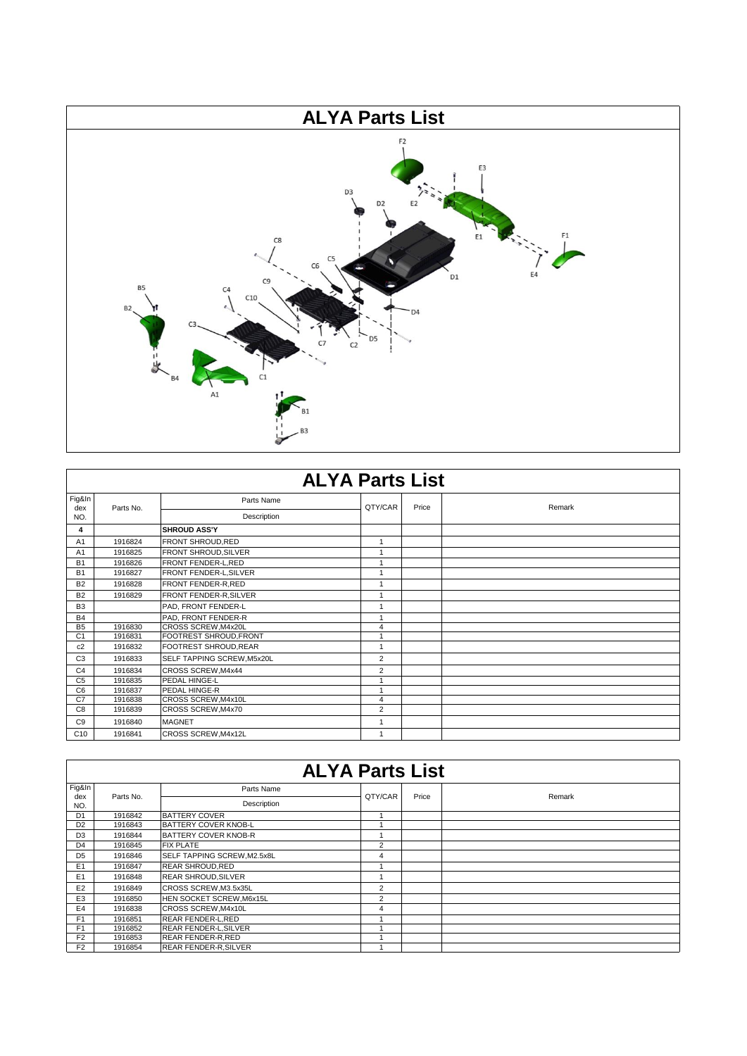# ALYA Parts List

# ALYA Parts List

| Fig&Index NO. | Parts No. | Parts Name / Description | QTY/CAR | Price | Remark |
|---|---|---|---|---|---|
| 4 | | **SHROUD ASS'Y** | | | |
| A1 | 1916824 | FRONT SHROUD,RED | 1 | | |
| A1 | 1916825 | FRONT SHROUD,SILVER | 1 | | |
| B1 | 1916826 | FRONT FENDER-L,RED | 1 | | |
| B1 | 1916827 | FRONT FENDER-L,SILVER | 1 | | |
| B2 | 1916828 | FRONT FENDER-R,RED | 1 | | |
| B2 | 1916829 | FRONT FENDER-R,SILVER | 1 | | |
| B3 | | PAD, FRONT FENDER-L | 1 | | |
| B4 | | PAD, FRONT FENDER-R | 1 | | |
| B5 | 1916830 | CROSS SCREW,M4x20L | 4 | | |
| C1 | 1916831 | FOOTREST SHROUD,FRONT | 1 | | |
| c2 | 1916832 | FOOTREST SHROUD,REAR | 1 | | |
| C3 | 1916833 | SELF TAPPING SCREW,M5x20L | 2 | | |
| C4 | 1916834 | CROSS SCREW,M4x44 | 2 | | |
| C5 | 1916835 | PEDAL HINGE-L | 1 | | |
| C6 | 1916837 | PEDAL HINGE-R | 1 | | |
| C7 | 1916838 | CROSS SCREW,M4x10L | 4 | | |
| C8 | 1916839 | CROSS SCREW,M4x70 | 2 | | |
| C9 | 1916840 | MAGNET | 1 | | |
| C10 | 1916841 | CROSS SCREW,M4x12L | 1 | | |

# ALYA Parts List

| Fig&Index NO. | Parts No. | Parts Name / Description | QTY/CAR | Price | Remark |
|---|---|---|---|---|---|
| D1 | 1916842 | BATTERY COVER | 1 | | |
| D2 | 1916843 | BATTERY COVER KNOB-L | 1 | | |
| D3 | 1916844 | BATTERY COVER KNOB-R | 1 | | |
| D4 | 1916845 | FIX PLATE | 2 | | |
| D5 | 1916846 | SELF TAPPING SCREW,M2.5x8L | 4 | | |
| E1 | 1916847 | REAR SHROUD,RED | 1 | | |
| E1 | 1916848 | REAR SHROUD,SILVER | 1 | | |
| E2 | 1916849 | CROSS SCREW,M3.5x35L | 2 | | |
| E3 | 1916850 | HEN SOCKET SCREW,M6x15L | 2 | | |
| E4 | 1916838 | CROSS SCREW,M4x10L | 4 | | |
| F1 | 1916851 | REAR FENDER-L,RED | 1 | | |
| F1 | 1916852 | REAR FENDER-L,SILVER | 1 | | |
| F2 | 1916853 | REAR FENDER-R,RED | 1 | | |
| F2 | 1916854 | REAR FENDER-R,SILVER | 1 | | |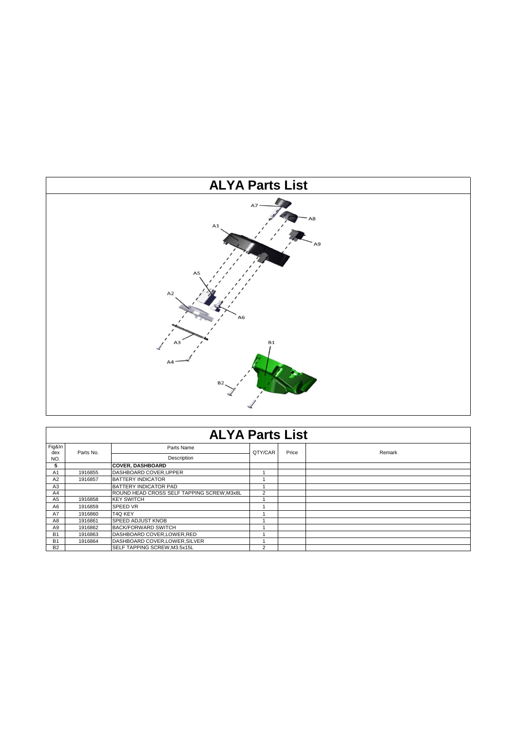# ALYA Parts List

# ALYA Parts List

| Fig&Index NO. | Parts No. | Parts Name / Description | QTY/CAR | Price | Remark |
|---|---|---|---|---|---|
| 5 | | **COVER, DASHBOARD** | | | |
| A1 | 1916855 | DASHBOARD COVER,UPPER | 1 | | |
| A2 | 1916857 | BATTERY INDICATOR | 1 | | |
| A3 | | BATTERY INDICATOR PAD | 1 | | |
| A4 | | ROUND HEAD CROSS SELF TAPPING SCREW,M3x8L | 2 | | |
| A5 | 1916858 | KEY SWITCH | 1 | | |
| A6 | 1916859 | SPEED VR | 1 | | |
| A7 | 1916860 | T4Q KEY | 1 | | |
| A8 | 1916861 | SPEED ADJUST KNOB | 1 | | |
| A9 | 1916862 | BACK/FORWARD SWITCH | 1 | | |
| B1 | 1916863 | DASHBOARD COVER,LOWER,RED | 1 | | |
| B1 | 1916864 | DASHBOARD COVER,LOWER,SILVER | 1 | | |
| B2 | | SELF TAPPING SCREW,M3.5x15L | 2 | | |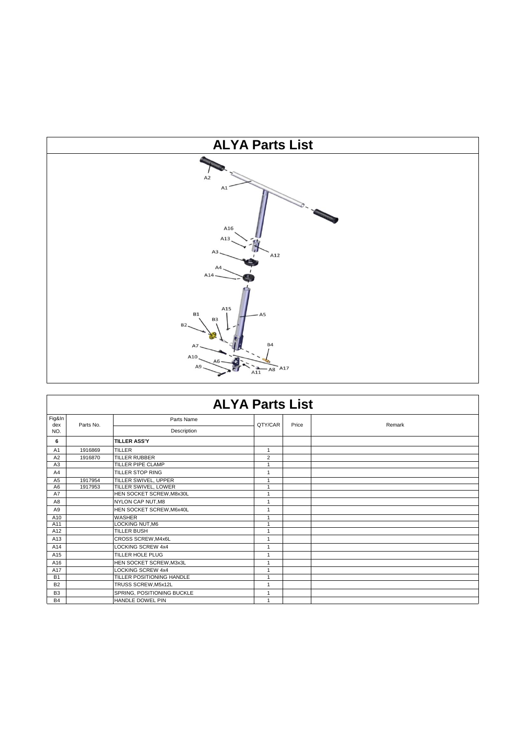# ALYA Parts List

# ALYA Parts List

| Fig&Index NO. | Parts No. | Parts Name / Description | QTY/CAR | Price | Remark |
|---|---|---|---|---|---|
| **6** | | **TILLER ASS'Y** | | | |
| A1 | 1916869 | TILLER | 1 | | |
| A2 | 1916870 | TILLER RUBBER | 2 | | |
| A3 | | TILLER PIPE CLAMP | 1 | | |
| A4 | | TILLER STOP RING | 1 | | |
| A5 | 1917954 | TILLER SWIVEL, UPPER | 1 | | |
| A6 | 1917953 | TILLER SWIVEL, LOWER | 1 | | |
| A7 | | HEN SOCKET SCREW,M8x30L | 1 | | |
| A8 | | NYLON CAP NUT,M8 | 1 | | |
| A9 | | HEN SOCKET SCREW,M6x40L | 1 | | |
| A10 | | WASHER | 1 | | |
| A11 | | LOCKING NUT,M6 | 1 | | |
| A12 | | TILLER BUSH | 1 | | |
| A13 | | CROSS SCREW,M4x6L | 1 | | |
| A14 | | LOCKING SCREW 4x4 | 1 | | |
| A15 | | TILLER HOLE PLUG | 1 | | |
| A16 | | HEN SOCKET SCREW,M3x3L | 1 | | |
| A17 | | LOCKING SCREW 4x4 | 1 | | |
| B1 | | TILLER POSITIONING HANDLE | 1 | | |
| B2 | | TRUSS SCREW,M5x12L | 1 | | |
| B3 | | SPRING, POSITIONING BUCKLE | 1 | | |
| B4 | | HANDLE DOWEL PIN | 1 | | |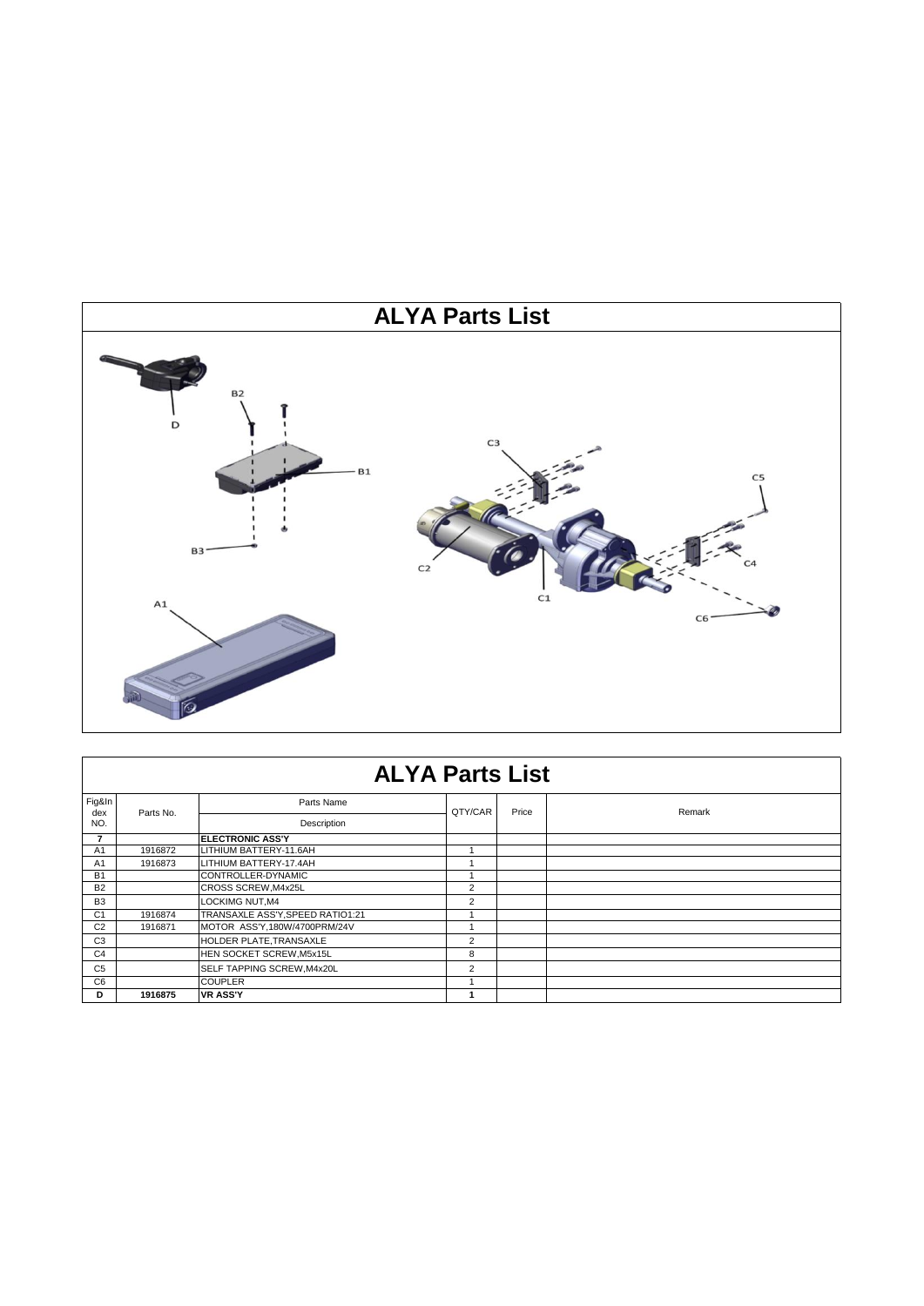# ALYA Parts List

# ALYA Parts List

| Fig&Index NO. | Parts No. | Parts Name / Description | QTY/CAR | Price | Remark |
|---|---|---|---|---|---|
| **7** | | **ELECTRONIC ASS'Y** | | | |
| A1 | 1916872 | LITHIUM BATTERY-11.6AH | 1 | | |
| A1 | 1916873 | LITHIUM BATTERY-17.4AH | 1 | | |
| B1 | | CONTROLLER-DYNAMIC | 1 | | |
| B2 | | CROSS SCREW,M4x25L | 2 | | |
| B3 | | LOCKIMG NUT,M4 | 2 | | |
| C1 | 1916874 | TRANSAXLE ASS'Y,SPEED RATIO1:21 | 1 | | |
| C2 | 1916871 | MOTOR ASS'Y,180W/4700PRM/24V | 1 | | |
| C3 | | HOLDER PLATE,TRANSAXLE | 2 | | |
| C4 | | HEN SOCKET SCREW,M5x15L | 8 | | |
| C5 | | SELF TAPPING SCREW,M4x20L | 2 | | |
| C6 | | COUPLER | 1 | | |
| **D** | **1916875** | **VR ASS'Y** | **1** | | |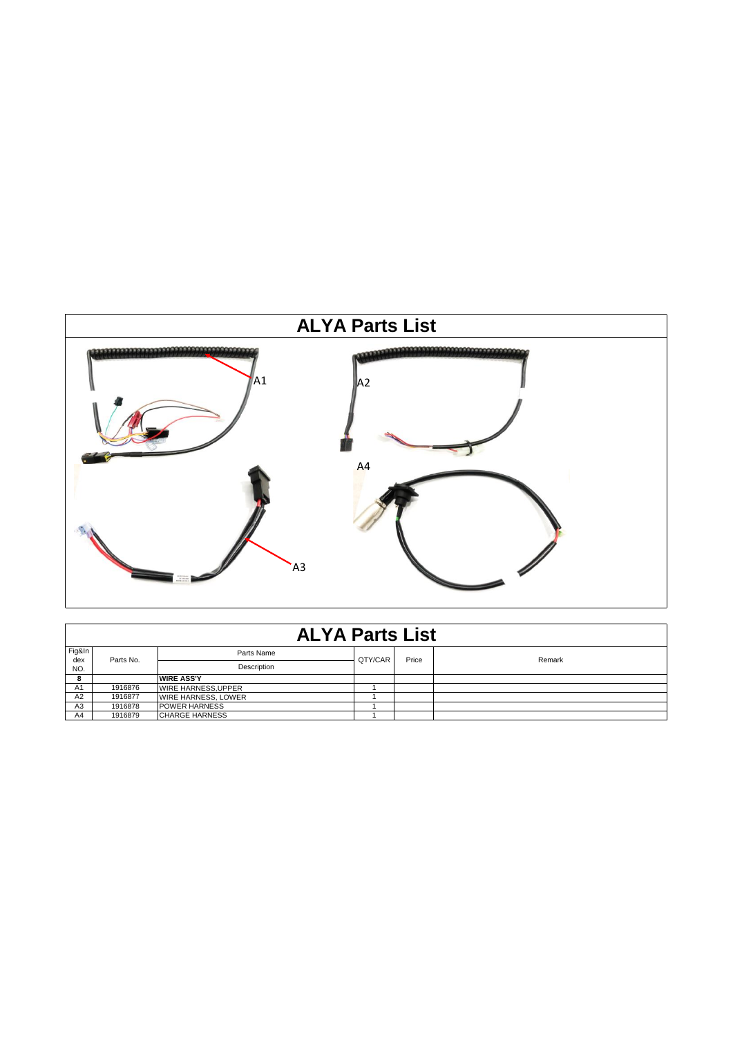# ALYA Parts List

A1

A2

A4

A3

# ALYA Parts List

| Fig&Index NO. | Parts No. | Parts Name / Description | QTY/CAR | Price | Remark |
|---|---|---|---|---|---|
| 8 | | **WIRE ASS'Y** | | | |
| A1 | 1916876 | WIRE HARNESS,UPPER | 1 | | |
| A2 | 1916877 | WIRE HARNESS, LOWER | 1 | | |
| A3 | 1916878 | POWER HARNESS | 1 | | |
| A4 | 1916879 | CHARGE HARNESS | 1 | | |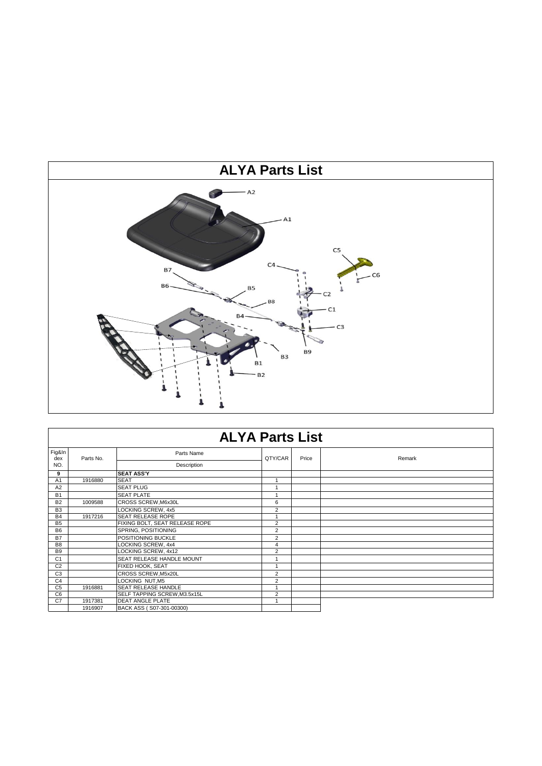# ALYA Parts List

# ALYA Parts List

| Fig&Index NO. | Parts No. | Parts Name / Description | QTY/CAR | Price | Remark |
|---|---|---|---|---|---|
| **9** | | **SEAT ASS'Y** | | | |
| A1 | 1916880 | SEAT | 1 | | |
| A2 | | SEAT PLUG | 1 | | |
| B1 | | SEAT PLATE | 1 | | |
| B2 | 1009588 | CROSS SCREW,M6x30L | 6 | | |
| B3 | | LOCKING SCREW, 4x5 | 2 | | |
| B4 | 1917216 | SEAT RELEASE ROPE | 1 | | |
| B5 | | FIXING BOLT, SEAT RELEASE ROPE | 2 | | |
| B6 | | SPRING, POSITIONING | 2 | | |
| B7 | | POSITIONING BUCKLE | 2 | | |
| B8 | | LOCKING SCREW, 4x4 | 4 | | |
| B9 | | LOCKING SCREW, 4x12 | 2 | | |
| C1 | | SEAT RELEASE HANDLE MOUNT | 1 | | |
| C2 | | FIXED HOOK, SEAT | 1 | | |
| C3 | | CROSS SCREW,M5x20L | 2 | | |
| C4 | | LOCKING NUT,M5 | 2 | | |
| C5 | 1916881 | SEAT RELEASE HANDLE | 1 | | |
| C6 | | SELF TAPPING SCREW,M3.5x15L | 2 | | |
| C7 | 1917381 | DEAT ANGLE PLATE | 1 | | |
| | 1916907 | BACK ASS ( S07-301-00300) | | | |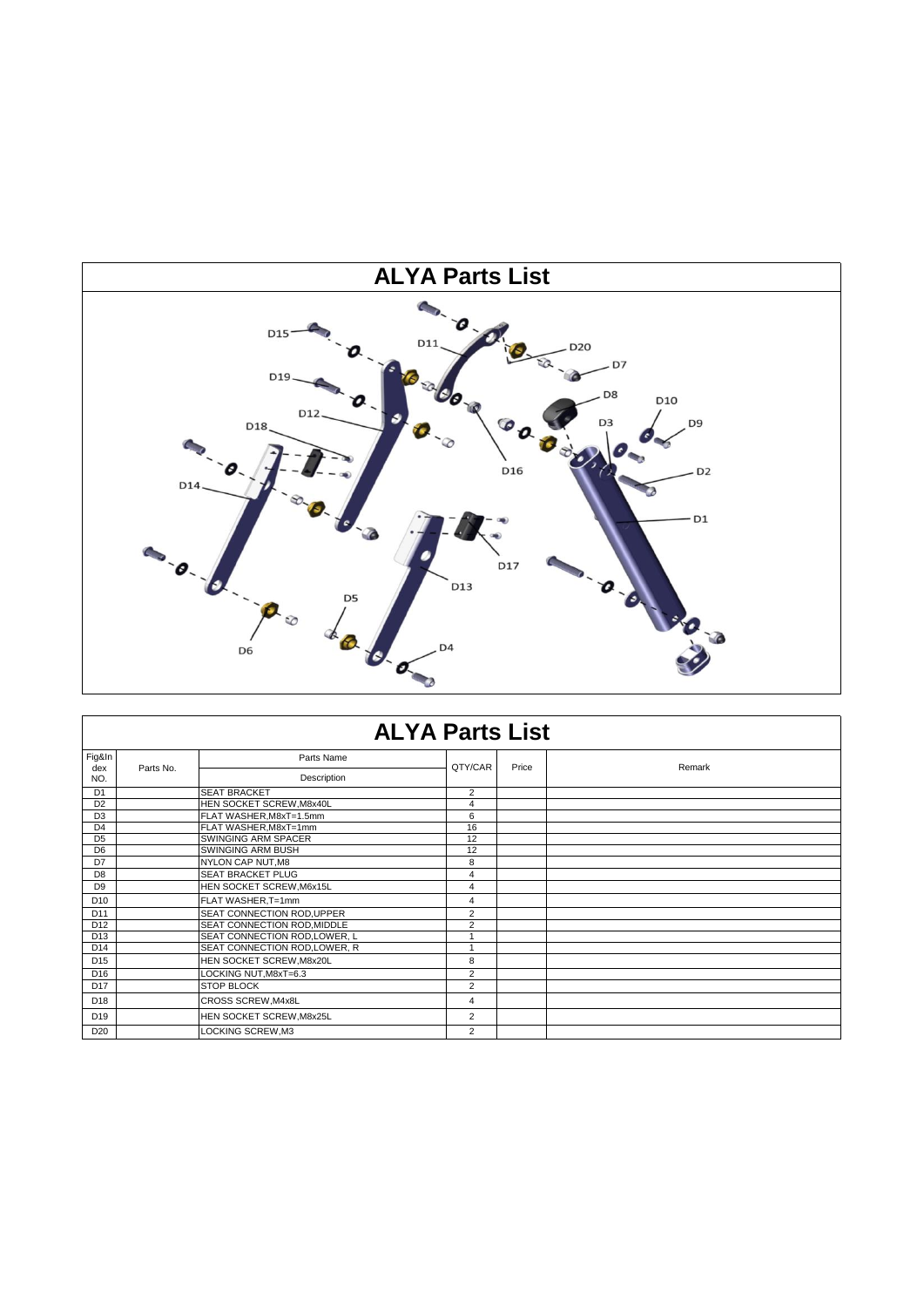# ALYA Parts List

# ALYA Parts List

| Fig&Index NO. | Parts No. | Parts Name / Description | QTY/CAR | Price | Remark |
|---|---|---|---|---|---|
| D1 | | SEAT BRACKET | 2 | | |
| D2 | | HEN SOCKET SCREW,M8x40L | 4 | | |
| D3 | | FLAT WASHER,M8xT=1.5mm | 6 | | |
| D4 | | FLAT WASHER,M8xT=1mm | 16 | | |
| D5 | | SWINGING ARM SPACER | 12 | | |
| D6 | | SWINGING ARM BUSH | 12 | | |
| D7 | | NYLON CAP NUT,M8 | 8 | | |
| D8 | | SEAT BRACKET PLUG | 4 | | |
| D9 | | HEN SOCKET SCREW,M6x15L | 4 | | |
| D10 | | FLAT WASHER,T=1mm | 4 | | |
| D11 | | SEAT CONNECTION ROD,UPPER | 2 | | |
| D12 | | SEAT CONNECTION ROD,MIDDLE | 2 | | |
| D13 | | SEAT CONNECTION ROD,LOWER, L | 1 | | |
| D14 | | SEAT CONNECTION ROD,LOWER, R | 1 | | |
| D15 | | HEN SOCKET SCREW,M8x20L | 8 | | |
| D16 | | LOCKING NUT,M8xT=6.3 | 2 | | |
| D17 | | STOP BLOCK | 2 | | |
| D18 | | CROSS SCREW,M4x8L | 4 | | |
| D19 | | HEN SOCKET SCREW,M8x25L | 2 | | |
| D20 | | LOCKING SCREW,M3 | 2 | | |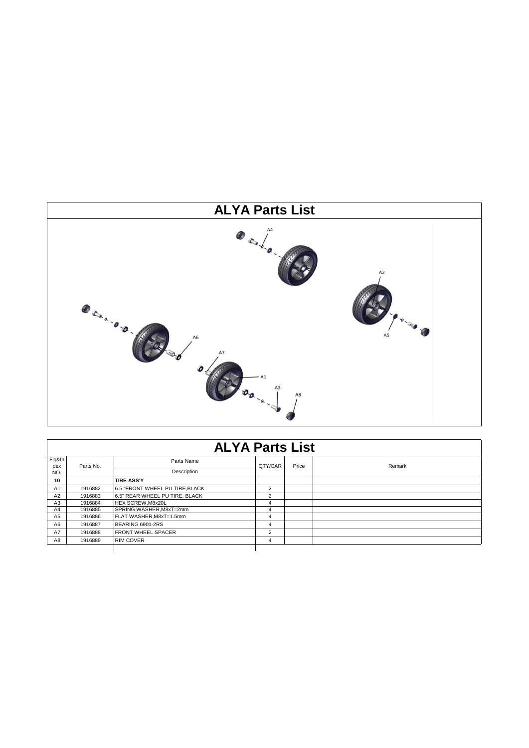# ALYA Parts List

# ALYA Parts List

| Fig&Index NO. | Parts No. | Parts Name / Description | QTY/CAR | Price | Remark |
|---|---|---|---|---|---|
| 10 | | **TIRE ASS'Y** | | | |
| A1 | 1916882 | 6.5 "FRONT WHEEL PU TIRE,BLACK | 2 | | |
| A2 | 1916883 | 6.5" REAR WHEEL PU TIRE, BLACK | 2 | | |
| A3 | 1916884 | HEX SCREW,M8x20L | 4 | | |
| A4 | 1916885 | SPRING WASHER,M8xT=2mm | 4 | | |
| A5 | 1916886 | FLAT WASHER,M8xT=1.5mm | 4 | | |
| A6 | 1916887 | BEARING 6901-2RS | 4 | | |
| A7 | 1916888 | FRONT WHEEL SPACER | 2 | | |
| A8 | 1916889 | RIM COVER | 4 | | |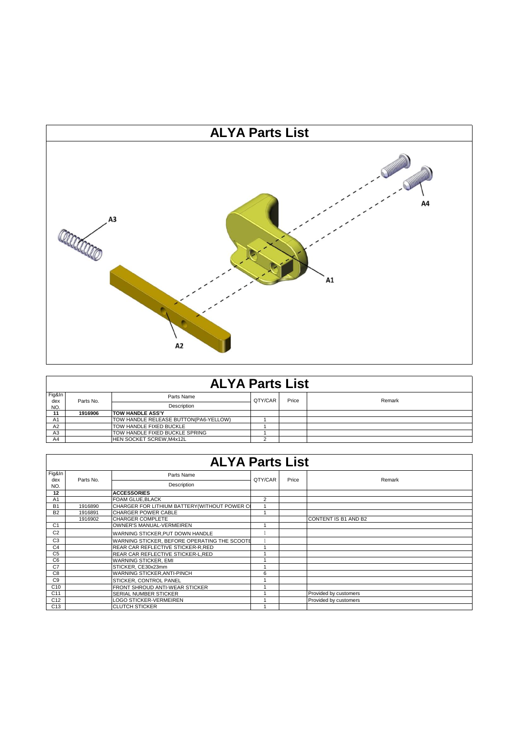# ALYA Parts List

A3

A4

A1

A2

# ALYA Parts List

| Fig&Index NO. | Parts No. | Parts Name / Description | QTY/CAR | Price | Remark |
|---|---|---|---|---|---|
| **11** | **1916906** | **TOW HANDLE ASS'Y** | | | |
| A1 | | TOW HANDLE RELEASE BUTTON(PA6-YELLOW) | 1 | | |
| A2 | | TOW HANDLE FIXED BUCKLE | 1 | | |
| A3 | | TOW HANDLE FIXED BUCKLE SPRING | 1 | | |
| A4 | | HEN SOCKET SCREW,M4x12L | 2 | | |

# ALYA Parts List

| Fig&Index NO. | Parts No. | Parts Name / Description | QTY/CAR | Price | Remark |
|---|---|---|---|---|---|
| **12** | | **ACCESSORIES** | | | |
| A1 | | FOAM GLUE,BLACK | 2 | | |
| B1 | 1916890 | CHARGER FOR LITHIUM BATTERY(WITHOUT POWER C | 1 | | |
| B2 | 1916891 | CHARGER POWER CABLE | 1 | | |
| | 1916902 | CHARGER COMPLETE | | | CONTENT IS B1 AND B2 |
| C1 | | OWNER'S MANUAL-VERMEIREN | 1 | | |
| C2 | | WARNING STICKER,PUT DOWN HANDLE | 1 | | |
| C3 | | WARNING STICKER, BEFORE OPERATING THE SCOOTE | 1 | | |
| C4 | | REAR CAR REFLECTIVE STICKER-R,RED | 1 | | |
| C5 | | REAR CAR REFLECTIVE STICKER-L,RED | 1 | | |
| C6 | | WARNING STICKER, EMI | 1 | | |
| C7 | | STICKER, CE30x23mm | 1 | | |
| C8 | | WARNING STICKER,ANTI-PINCH | 6 | | |
| C9 | | STICKER, CONTROL PANEL | 1 | | |
| C10 | | FRONT SHROUD ANTI-WEAR STICKER | 1 | | |
| C11 | | SERIAL NUMBER STICKER | 1 | | Provided by customers |
| C12 | | LOGO STICKER-VERMEIREN | 1 | | Provided by customers |
| C13 | | CLUTCH STICKER | 1 | | |